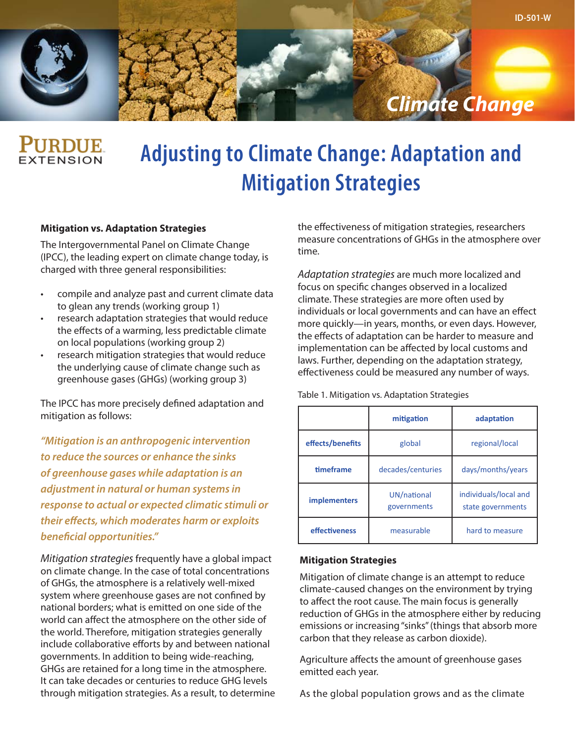ID-501-W

Climate Change

Purdue Extension

# Adjusting to Climate Change: Adaptation and Mitigation Strategies

### Mitigation vs. Adaptation Strategies

The Intergovernmental Panel on Climate Change (IPCC), the leading expert on climate change today, is charged with three general responsibilities:

- compile and analyze past and current climate data to glean any trends (working group 1)
- research adaptation strategies that would reduce the effects of a warming, less predictable climate on local populations (working group 2)
- research mitigation strategies that would reduce the underlying cause of climate change such as greenhouse gases (GHGs) (working group 3)

The IPCC has more precisely defined adaptation and mitigation as follows:

***"Mitigation is an anthropogenic intervention to reduce the sources or enhance the sinks of greenhouse gases while adaptation is an adjustment in natural or human systems in response to actual or expected climatic stimuli or their effects, which moderates harm or exploits beneficial opportunities."***

*Mitigation strategies* frequently have a global impact on climate change. In the case of total concentrations of GHGs, the atmosphere is a relatively well-mixed system where greenhouse gases are not confined by national borders; what is emitted on one side of the world can affect the atmosphere on the other side of the world. Therefore, mitigation strategies generally include collaborative efforts by and between national governments. In addition to being wide-reaching, GHGs are retained for a long time in the atmosphere. It can take decades or centuries to reduce GHG levels through mitigation strategies. As a result, to determine the effectiveness of mitigation strategies, researchers measure concentrations of GHGs in the atmosphere over time.

*Adaptation strategies* are much more localized and focus on specific changes observed in a localized climate. These strategies are more often used by individuals or local governments and can have an effect more quickly—in years, months, or even days. However, the effects of adaptation can be harder to measure and implementation can be affected by local customs and laws. Further, depending on the adaptation strategy, effectiveness could be measured any number of ways.

Table 1. Mitigation vs. Adaptation Strategies

| | mitigation | adaptation |
|---|---|---|
| effects/benefits | global | regional/local |
| timeframe | decades/centuries | days/months/years |
| implementers | UN/national governments | individuals/local and state governments |
| effectiveness | measurable | hard to measure |

### Mitigation Strategies

Mitigation of climate change is an attempt to reduce climate-caused changes on the environment by trying to affect the root cause. The main focus is generally reduction of GHGs in the atmosphere either by reducing emissions or increasing "sinks" (things that absorb more carbon that they release as carbon dioxide).

Agriculture affects the amount of greenhouse gases emitted each year.

As the global population grows and as the climate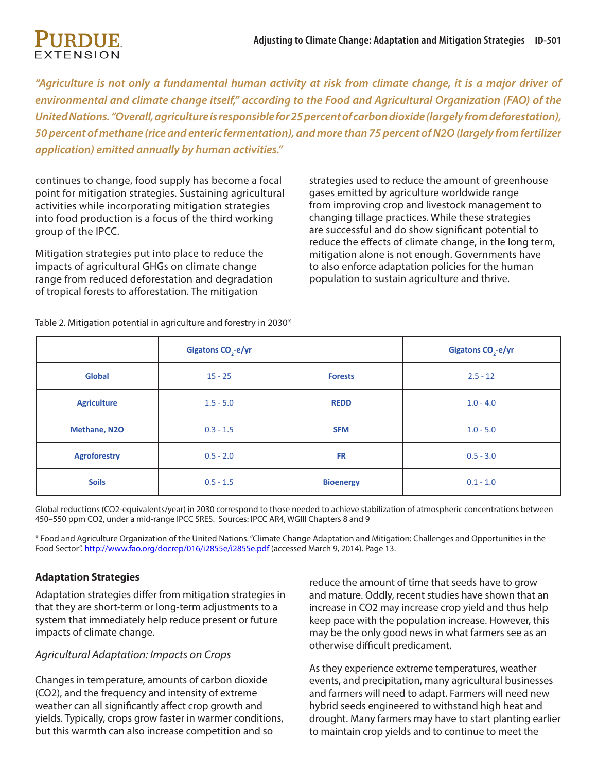*"Agriculture is not only a fundamental human activity at risk from climate change, it is a major driver of environmental and climate change itself," according to the Food and Agricultural Organization (FAO) of the United Nations. "Overall, agriculture is responsible for 25 percent of carbon dioxide (largely from deforestation), 50 percent of methane (rice and enteric fermentation), and more than 75 percent of N2O (largely from fertilizer application) emitted annually by human activities."*

continues to change, food supply has become a focal point for mitigation strategies. Sustaining agricultural activities while incorporating mitigation strategies into food production is a focus of the third working group of the IPCC.

Mitigation strategies put into place to reduce the impacts of agricultural GHGs on climate change range from reduced deforestation and degradation of tropical forests to afforestation. The mitigation strategies used to reduce the amount of greenhouse gases emitted by agriculture worldwide range from improving crop and livestock management to changing tillage practices. While these strategies are successful and do show significant potential to reduce the effects of climate change, in the long term, mitigation alone is not enough. Governments have to also enforce adaptation policies for the human population to sustain agriculture and thrive.

Table 2. Mitigation potential in agriculture and forestry in 2030*

| | Gigatons $CO_2$-e/yr | | Gigatons $CO_2$-e/yr |
|---|---|---|---|
| **Global** | 15 - 25 | **Forests** | 2.5 - 12 |
| **Agriculture** | 1.5 - 5.0 | **REDD** | 1.0 - 4.0 |
| **Methane, N2O** | 0.3 - 1.5 | **SFM** | 1.0 - 5.0 |
| **Agroforestry** | 0.5 - 2.0 | **FR** | 0.5 - 3.0 |
| **Soils** | 0.5 - 1.5 | **Bioenergy** | 0.1 - 1.0 |

Global reductions (CO2-equivalents/year) in 2030 correspond to those needed to achieve stabilization of atmospheric concentrations between 450–550 ppm CO2, under a mid-range IPCC SRES. Sources: IPCC AR4, WGIII Chapters 8 and 9

\* Food and Agriculture Organization of the United Nations. "Climate Change Adaptation and Mitigation: Challenges and Opportunities in the Food Sector". http://www.fao.org/docrep/016/i2855e/i2855e.pdf (accessed March 9, 2014). Page 13.

## Adaptation Strategies

Adaptation strategies differ from mitigation strategies in that they are short-term or long-term adjustments to a system that immediately help reduce present or future impacts of climate change.

### *Agricultural Adaptation: Impacts on Crops*

Changes in temperature, amounts of carbon dioxide (CO2), and the frequency and intensity of extreme weather can all significantly affect crop growth and yields. Typically, crops grow faster in warmer conditions, but this warmth can also increase competition and so reduce the amount of time that seeds have to grow and mature. Oddly, recent studies have shown that an increase in CO2 may increase crop yield and thus help keep pace with the population increase. However, this may be the only good news in what farmers see as an otherwise difficult predicament.

As they experience extreme temperatures, weather events, and precipitation, many agricultural businesses and farmers will need to adapt. Farmers will need new hybrid seeds engineered to withstand high heat and drought. Many farmers may have to start planting earlier to maintain crop yields and to continue to meet the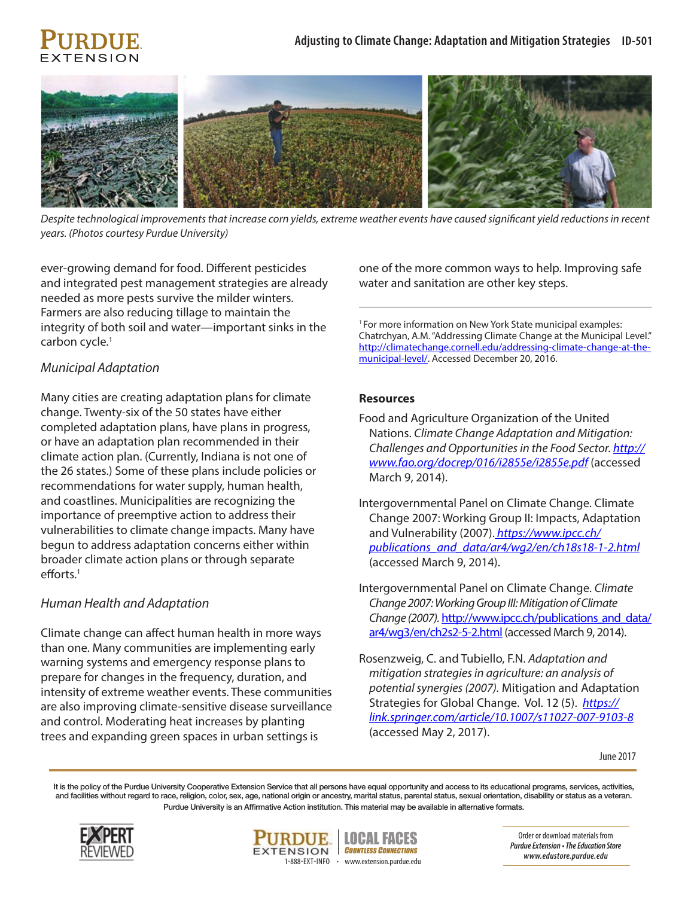*Despite technological improvements that increase corn yields, extreme weather events have caused significant yield reductions in recent years. (Photos courtesy Purdue University)*

ever-growing demand for food. Different pesticides and integrated pest management strategies are already needed as more pests survive the milder winters. Farmers are also reducing tillage to maintain the integrity of both soil and water—important sinks in the carbon cycle.[1]

### *Municipal Adaptation*

Many cities are creating adaptation plans for climate change. Twenty-six of the 50 states have either completed adaptation plans, have plans in progress, or have an adaptation plan recommended in their climate action plan. (Currently, Indiana is not one of the 26 states.) Some of these plans include policies or recommendations for water supply, human health, and coastlines. Municipalities are recognizing the importance of preemptive action to address their vulnerabilities to climate change impacts. Many have begun to address adaptation concerns either within broader climate action plans or through separate efforts.[1]

### *Human Health and Adaptation*

Climate change can affect human health in more ways than one. Many communities are implementing early warning systems and emergency response plans to prepare for changes in the frequency, duration, and intensity of extreme weather events. These communities are also improving climate-sensitive disease surveillance and control. Moderating heat increases by planting trees and expanding green spaces in urban settings is one of the more common ways to help. Improving safe water and sanitation are other key steps.

---

[1] For more information on New York State municipal examples: Chatrchyan, A.M. "Addressing Climate Change at the Municipal Level." http://climatechange.cornell.edu/addressing-climate-change-at-the-municipal-level/. Accessed December 20, 2016.

## Resources

Food and Agriculture Organization of the United Nations. *Climate Change Adaptation and Mitigation: Challenges and Opportunities in the Food Sector.* *http://www.fao.org/docrep/016/i2855e/i2855e.pdf* (accessed March 9, 2014).

Intergovernmental Panel on Climate Change. Climate Change 2007: Working Group II: Impacts, Adaptation and Vulnerability (2007). *https://www.ipcc.ch/publications_and_data/ar4/wg2/en/ch18s18-1-2.html* (accessed March 9, 2014).

Intergovernmental Panel on Climate Change. *Climate Change 2007: Working Group III: Mitigation of Climate Change (2007).* http://www.ipcc.ch/publications_and_data/ar4/wg3/en/ch2s2-5-2.html (accessed March 9, 2014).

Rosenzweig, C. and Tubiello, F.N. *Adaptation and mitigation strategies in agriculture: an analysis of potential synergies (2007).* Mitigation and Adaptation Strategies for Global Change. Vol. 12 (5). *https://link.springer.com/article/10.1007/s11027-007-9103-8* (accessed May 2, 2017).

June 2017

It is the policy of the Purdue University Cooperative Extension Service that all persons have equal opportunity and access to its educational programs, services, activities, and facilities without regard to race, religion, color, sex, age, national origin or ancestry, marital status, parental status, sexual orientation, disability or status as a veteran. Purdue University is an Affirmative Action institution. This material may be available in alternative formats.

1-888-EXT-INFO • www.extension.purdue.edu

Order or download materials from *Purdue Extension • The Education Store* *www.edustore.purdue.edu*